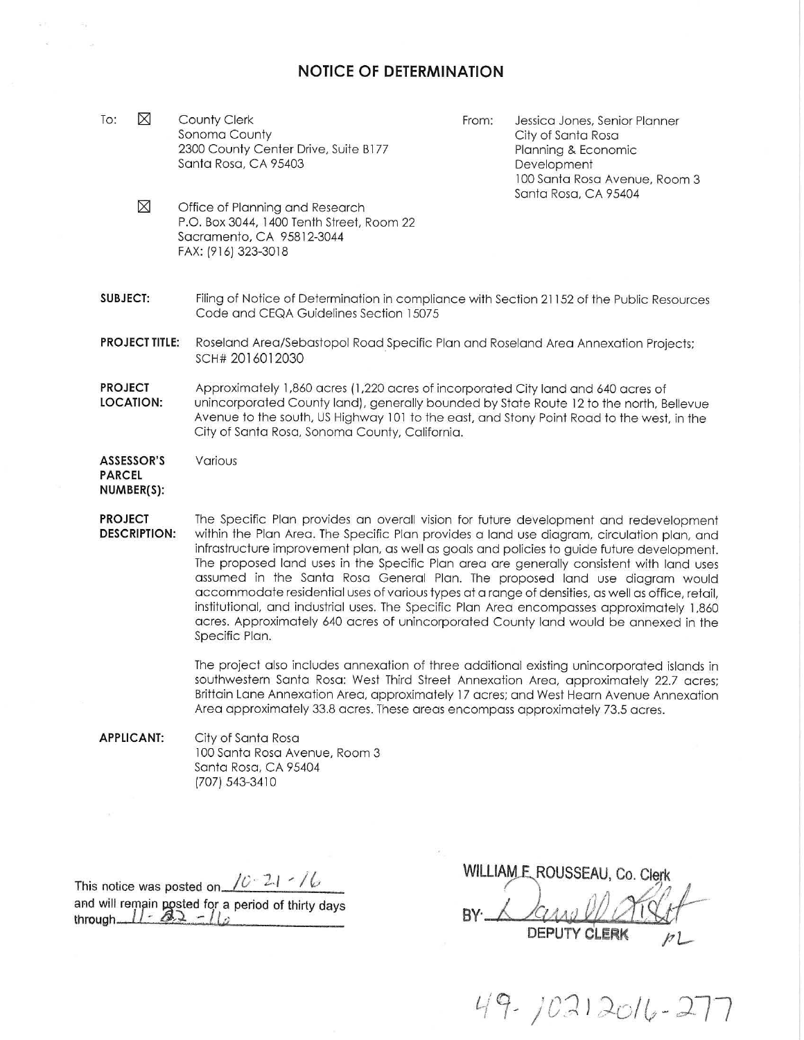# NOTICE OF DETERMINATION

To: ☒ County Clerk
Sonoma County
2300 County Center Drive, Suite B177
Santa Rosa, CA 95403

☒ Office of Planning and Research
P.O. Box 3044, 1400 Tenth Street, Room 22
Sacramento, CA 95812-3044
FAX: (916) 323-3018

From: Jessica Jones, Senior Planner
City of Santa Rosa
Planning & Economic Development
100 Santa Rosa Avenue, Room 3
Santa Rosa, CA 95404

**SUBJECT:** Filing of Notice of Determination in compliance with Section 21152 of the Public Resources Code and CEQA Guidelines Section 15075

**PROJECT TITLE:** Roseland Area/Sebastopol Road Specific Plan and Roseland Area Annexation Projects; SCH# 2016012030

**PROJECT LOCATION:** Approximately 1,860 acres (1,220 acres of incorporated City land and 640 acres of unincorporated County land), generally bounded by State Route 12 to the north, Bellevue Avenue to the south, US Highway 101 to the east, and Stony Point Road to the west, in the City of Santa Rosa, Sonoma County, California.

**ASSESSOR'S PARCEL NUMBER(S):** Various

**PROJECT DESCRIPTION:** The Specific Plan provides an overall vision for future development and redevelopment within the Plan Area. The Specific Plan provides a land use diagram, circulation plan, and infrastructure improvement plan, as well as goals and policies to guide future development. The proposed land uses in the Specific Plan area are generally consistent with land uses assumed in the Santa Rosa General Plan. The proposed land use diagram would accommodate residential uses of various types at a range of densities, as well as office, retail, institutional, and industrial uses. The Specific Plan Area encompasses approximately 1,860 acres. Approximately 640 acres of unincorporated County land would be annexed in the Specific Plan.

The project also includes annexation of three additional existing unincorporated islands in southwestern Santa Rosa: West Third Street Annexation Area, approximately 22.7 acres; Brittain Lane Annexation Area, approximately 17 acres; and West Hearn Avenue Annexation Area approximately 33.8 acres. These areas encompass approximately 73.5 acres.

**APPLICANT:** City of Santa Rosa
100 Santa Rosa Avenue, Room 3
Santa Rosa, CA 95404
(707) 543-3410

This notice was posted on 10-21-16 and will remain posted for a period of thirty days through 11-22-16

WILLIAM F. ROUSSEAU, Co. Clerk
BY: [signature]
DEPUTY CLERK

49-10212016-277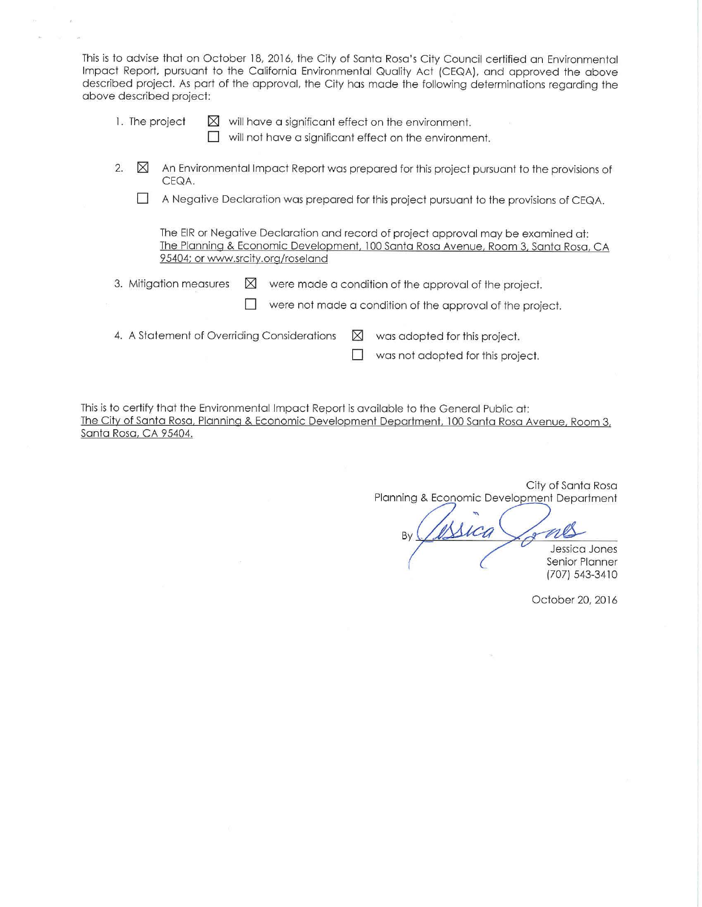This is to advise that on October 18, 2016, the City of Santa Rosa's City Council certified an Environmental Impact Report, pursuant to the California Environmental Quality Act (CEQA), and approved the above described project. As part of the approval, the City has made the following determinations regarding the above described project:

1. The project
   - ☒ will have a significant effect on the environment.
   - ☐ will not have a significant effect on the environment.

2. 
   - ☒ An Environmental Impact Report was prepared for this project pursuant to the provisions of CEQA.
   - ☐ A Negative Declaration was prepared for this project pursuant to the provisions of CEQA.

   The EIR or Negative Declaration and record of project approval may be examined at: The Planning & Economic Development, 100 Santa Rosa Avenue, Room 3, Santa Rosa, CA 95404; or www.srcity.org/roseland

3. Mitigation measures
   - ☒ were made a condition of the approval of the project.
   - ☐ were not made a condition of the approval of the project.

4. A Statement of Overriding Considerations
   - ☒ was adopted for this project.
   - ☐ was not adopted for this project.

This is to certify that the Environmental Impact Report is available to the General Public at: The City of Santa Rosa, Planning & Economic Development Department, 100 Santa Rosa Avenue, Room 3, Santa Rosa, CA 95404.

City of Santa Rosa
Planning & Economic Development Department

By *Jessica Jones*
Jessica Jones
Senior Planner
(707) 543-3410

October 20, 2016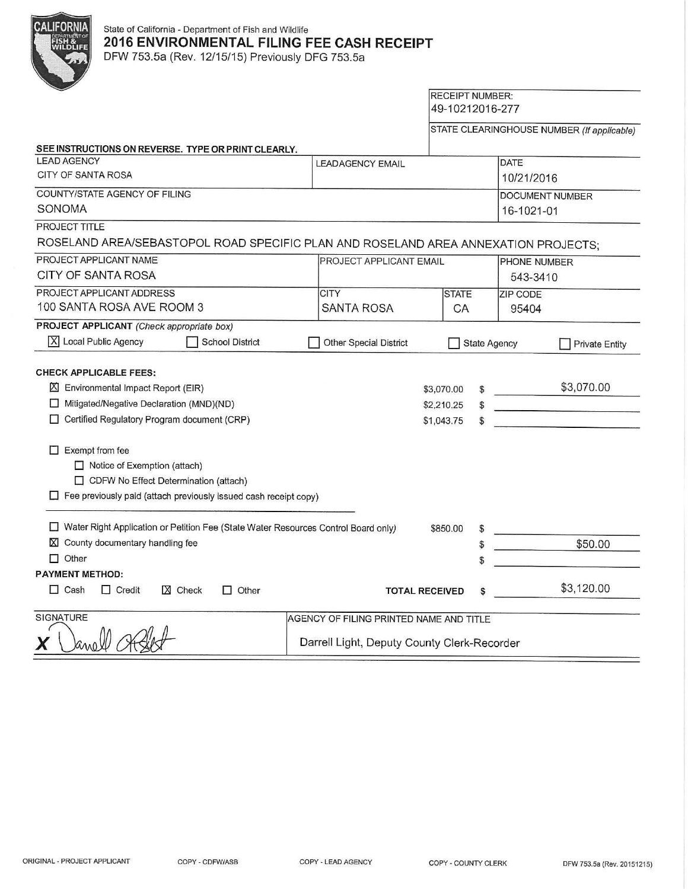State of California - Department of Fish and Wildlife

# 2016 ENVIRONMENTAL FILING FEE CASH RECEIPT

DFW 753.5a (Rev. 12/15/15) Previously DFG 753.5a

| RECEIPT NUMBER: |
|---|
| 49-10212016-277 |
| STATE CLEARINGHOUSE NUMBER *(If applicable)* |
| |

**SEE INSTRUCTIONS ON REVERSE. TYPE OR PRINT CLEARLY.**

| LEAD AGENCY | LEADAGENCY EMAIL | DATE |
|---|---|---|
| CITY OF SANTA ROSA | | 10/21/2016 |

| COUNTY/STATE AGENCY OF FILING | DOCUMENT NUMBER |
|---|---|
| SONOMA | 16-1021-01 |

PROJECT TITLE

ROSELAND AREA/SEBASTOPOL ROAD SPECIFIC PLAN AND ROSELAND AREA ANNEXATION PROJECTS;

| PROJECT APPLICANT NAME | PROJECT APPLICANT EMAIL | PHONE NUMBER |
|---|---|---|
| CITY OF SANTA ROSA | | 543-3410 |

| PROJECT APPLICANT ADDRESS | CITY | STATE | ZIP CODE |
|---|---|---|---|
| 100 SANTA ROSA AVE ROOM 3 | SANTA ROSA | CA | 95404 |

**PROJECT APPLICANT** *(Check appropriate box)*

☒ Local Public Agency ☐ School District ☐ Other Special District ☐ State Agency ☐ Private Entity

**CHECK APPLICABLE FEES:**

| | | |
|---|---|---|
| ☒ Environmental Impact Report (EIR) | $3,070.00 | $ $3,070.00 |
| ☐ Mitigated/Negative Declaration (MND)(ND) | $2,210.25 | $ |
| ☐ Certified Regulatory Program document (CRP) | $1,043.75 | $ |

☐ Exempt from fee
- ☐ Notice of Exemption (attach)
- ☐ CDFW No Effect Determination (attach)

☐ Fee previously paid (attach previously issued cash receipt copy)

| | | |
|---|---|---|
| ☐ Water Right Application or Petition Fee (State Water Resources Control Board only) | $850.00 | $ |
| ☒ County documentary handling fee | | $ $50.00 |
| ☐ Other | | $ |

**PAYMENT METHOD:**

☐ Cash ☐ Credit ☒ Check ☐ Other

**TOTAL RECEIVED** $ $3,120.00

| SIGNATURE | AGENCY OF FILING PRINTED NAME AND TITLE |
|---|---|
| X *(signature)* | Darrell Light, Deputy County Clerk-Recorder |

ORIGINAL - PROJECT APPLICANT COPY - CDFW/ASB COPY - LEAD AGENCY COPY - COUNTY CLERK DFW 753.5a (Rev. 20151215)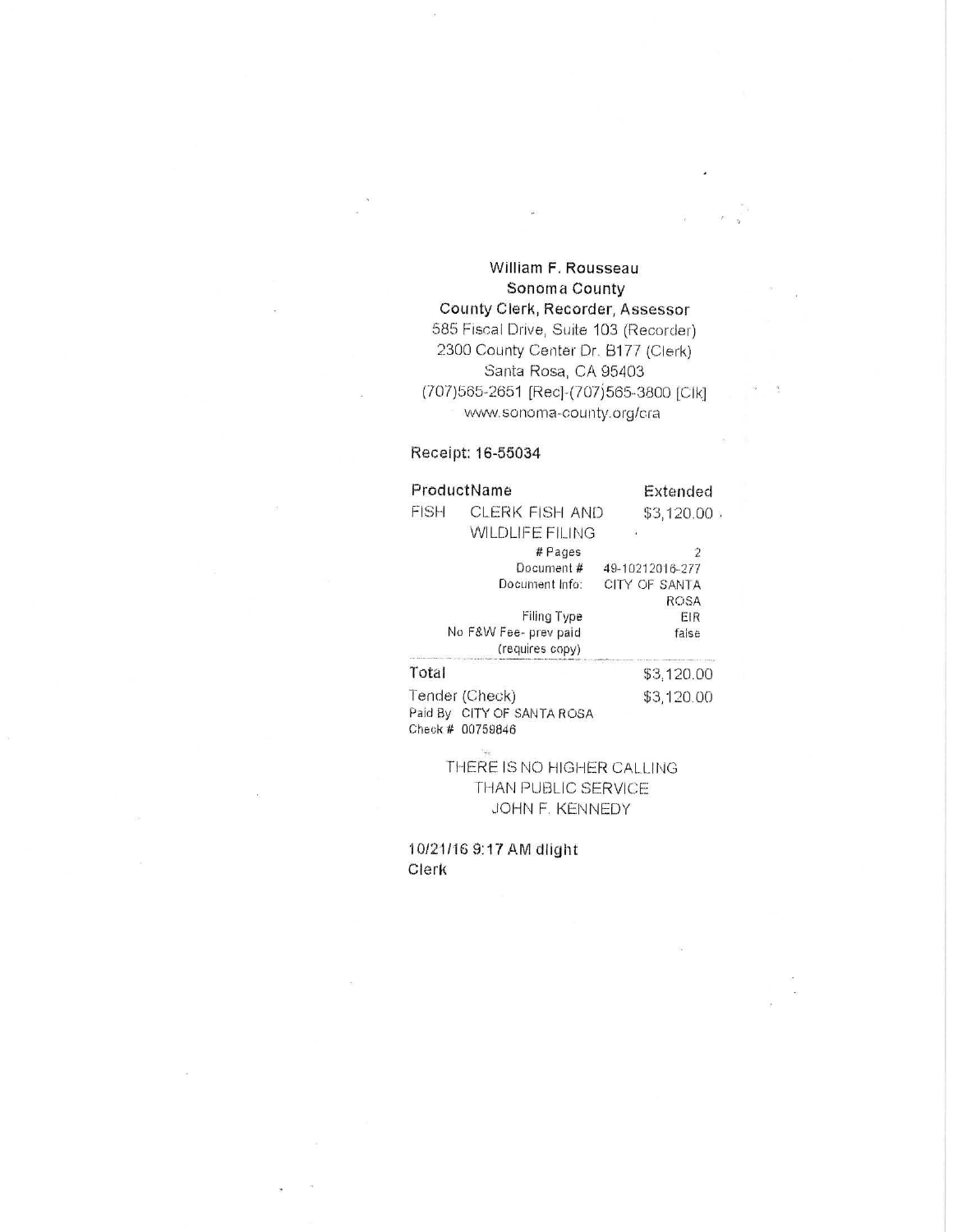William F. Rousseau
Sonoma County
County Clerk, Recorder, Assessor
585 Fiscal Drive, Suite 103 (Recorder)
2300 County Center Dr. B177 (Clerk)
Santa Rosa, CA 95403
(707)565-2651 [Rec]-(707)565-3800 [Clk]
www.sonoma-county.org/cra

Receipt: 16-55034

| ProductName | | Extended |
|---|---|---|
| FISH | CLERK FISH AND WILDLIFE FILING | $3,120.00 |
| | # Pages | 2 |
| | Document # | 49-10212016-277 |
| | Document Info: | CITY OF SANTA ROSA |
| | Filing Type | EIR |
| | No F&W Fee- prev paid (requires copy) | false |
| Total | | $3,120.00 |
| Tender (Check) | | $3,120.00 |

Paid By CITY OF SANTA ROSA
Check # 00759846

THERE IS NO HIGHER CALLING
THAN PUBLIC SERVICE
JOHN F. KENNEDY

10/21/16 9:17 AM dlight
Clerk